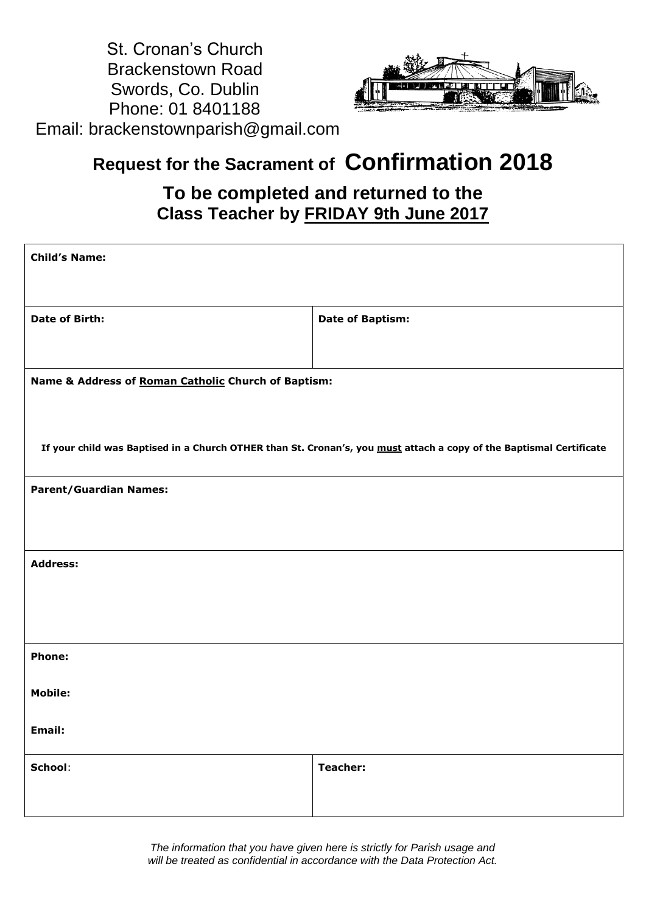St. Cronan's Church
Brackenstown Road
Swords, Co. Dublin
Phone: 01 8401188
Email: brackenstownparish@gmail.com

# Request for the Sacrament of **Confirmation 2018**

## To be completed and returned to the Class Teacher by <u>FRIDAY 9th June 2017</u>

| **Child's Name:** | |
|---|---|
| **Date of Birth:** | **Date of Baptism:** |
| **Name & Address of <u>Roman Catholic</u> Church of Baptism:**<br><br>**If your child was Baptised in a Church OTHER than St. Cronan's, you <u>must</u> attach a copy of the Baptismal Certificate** | |
| **Parent/Guardian Names:** | |
| **Address:** | |
| **Phone:**<br><br>**Mobile:**<br><br>**Email:** | |
| **School**: | **Teacher:** |

*The information that you have given here is strictly for Parish usage and will be treated as confidential in accordance with the Data Protection Act.*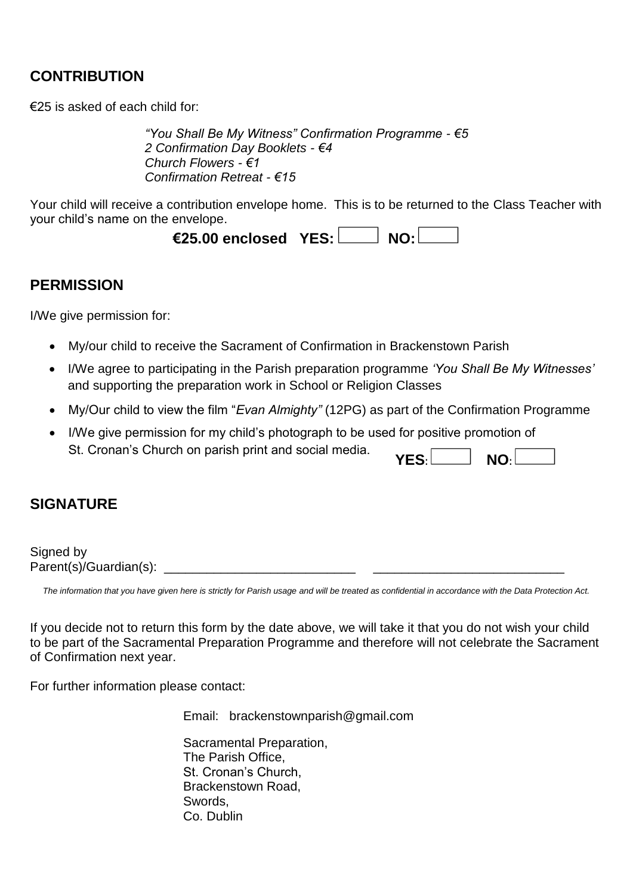## CONTRIBUTION

€25 is asked of each child for:

*"You Shall Be My Witness" Confirmation Programme - €5*
*2 Confirmation Day Booklets - €4*
*Church Flowers - €1*
*Confirmation Retreat - €15*

Your child will receive a contribution envelope home. This is to be returned to the Class Teacher with your child's name on the envelope.

**€25.00 enclosed YES: ☐ NO: ☐**

## PERMISSION

I/We give permission for:

- My/our child to receive the Sacrament of Confirmation in Brackenstown Parish
- I/We agree to participating in the Parish preparation programme *'You Shall Be My Witnesses'* and supporting the preparation work in School or Religion Classes
- My/Our child to view the film "*Evan Almighty"* (12PG) as part of the Confirmation Programme
- I/We give permission for my child's photograph to be used for positive promotion of St. Cronan's Church on parish print and social media. **YES**: ☐ **NO**: ☐

## SIGNATURE

Signed by
Parent(s)/Guardian(s): ___________________________ ___________________________

*The information that you have given here is strictly for Parish usage and will be treated as confidential in accordance with the Data Protection Act.*

If you decide not to return this form by the date above, we will take it that you do not wish your child to be part of the Sacramental Preparation Programme and therefore will not celebrate the Sacrament of Confirmation next year.

For further information please contact:

Email: brackenstownparish@gmail.com

Sacramental Preparation,
The Parish Office,
St. Cronan's Church,
Brackenstown Road,
Swords,
Co. Dublin